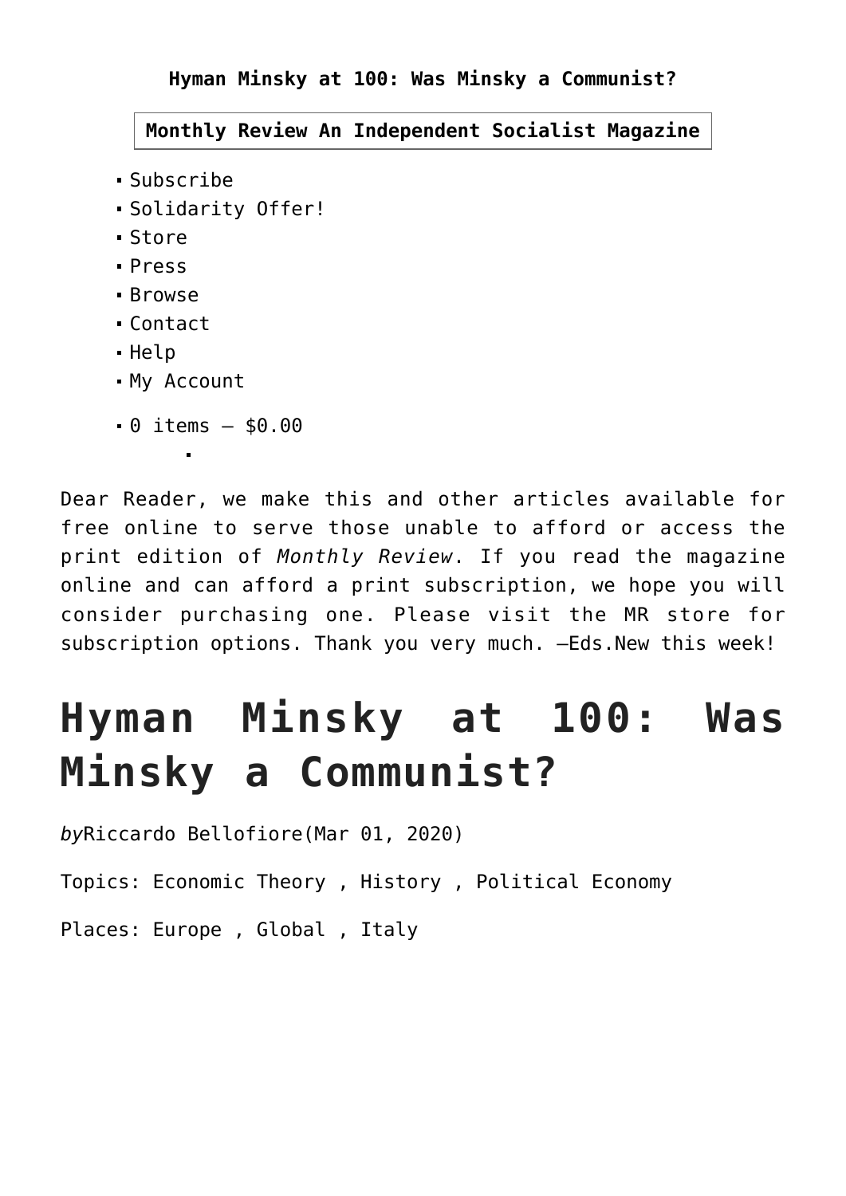**Hyman Minsky at 100: Was Minsky a Communist?**

**Monthly Review An Independent Socialist Magazine**

- Subscribe
- Solidarity Offer!
- Store
- Press
- Browse
- Contact
- Help
- My Account
- 0 items – $0.00

Dear Reader, we make this and other articles available for free online to serve those unable to afford or access the print edition of *Monthly Review*. If you read the magazine online and can afford a print subscription, we hope you will consider purchasing one. Please visit the MR store for subscription options. Thank you very much. —Eds.New this week!

# Hyman Minsky at 100: Was Minsky a Communist?

*by*Riccardo Bellofiore(Mar 01, 2020)

Topics: Economic Theory , History , Political Economy

Places: Europe , Global , Italy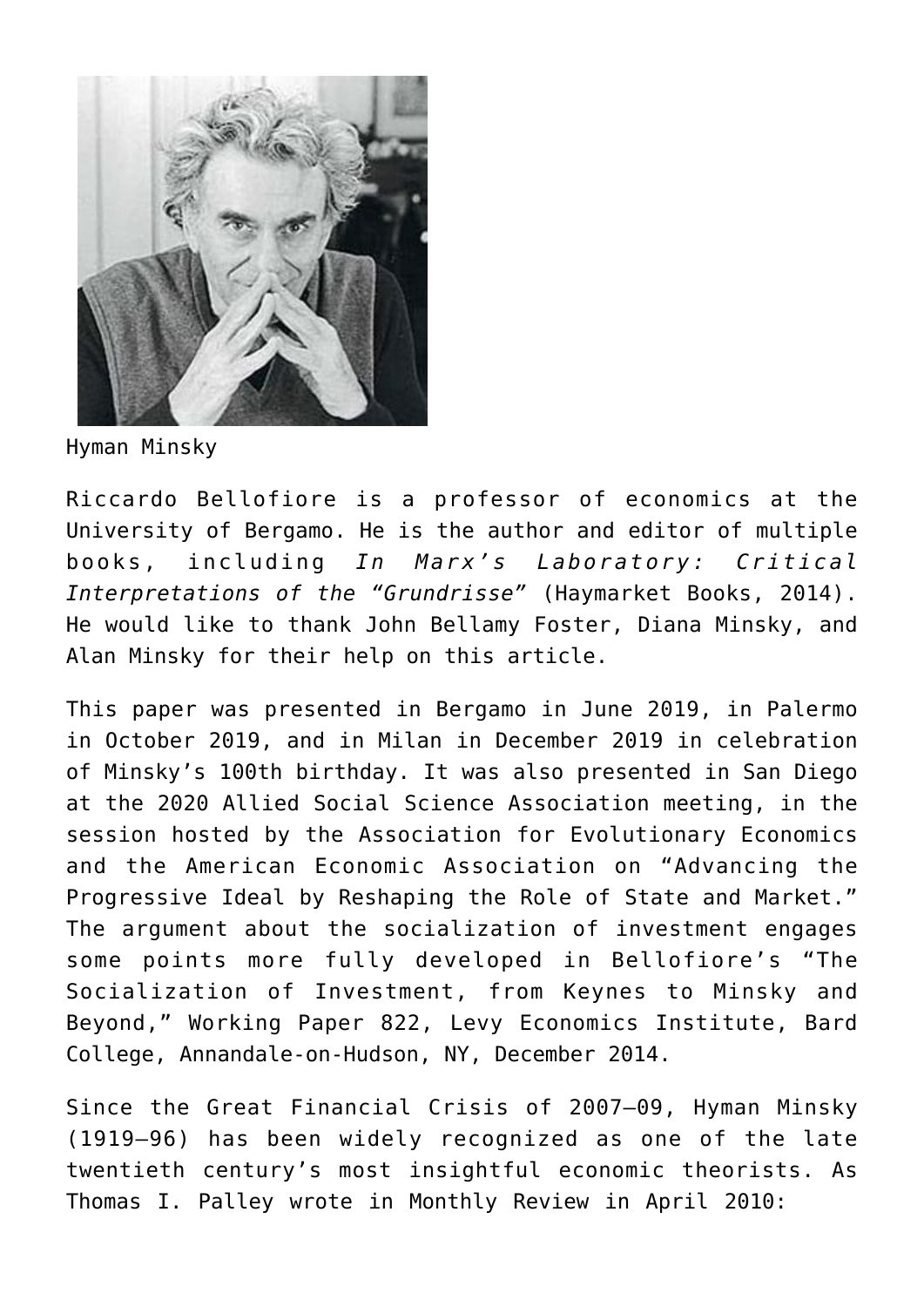Hyman Minsky

Riccardo Bellofiore is a professor of economics at the University of Bergamo. He is the author and editor of multiple books, including *In Marx's Laboratory: Critical Interpretations of the "Grundrisse"* (Haymarket Books, 2014). He would like to thank John Bellamy Foster, Diana Minsky, and Alan Minsky for their help on this article.

This paper was presented in Bergamo in June 2019, in Palermo in October 2019, and in Milan in December 2019 in celebration of Minsky's 100th birthday. It was also presented in San Diego at the 2020 Allied Social Science Association meeting, in the session hosted by the Association for Evolutionary Economics and the American Economic Association on "Advancing the Progressive Ideal by Reshaping the Role of State and Market." The argument about the socialization of investment engages some points more fully developed in Bellofiore's "The Socialization of Investment, from Keynes to Minsky and Beyond," Working Paper 822, Levy Economics Institute, Bard College, Annandale-on-Hudson, NY, December 2014.

Since the Great Financial Crisis of 2007–09, Hyman Minsky (1919–96) has been widely recognized as one of the late twentieth century's most insightful economic theorists. As Thomas I. Palley wrote in Monthly Review in April 2010: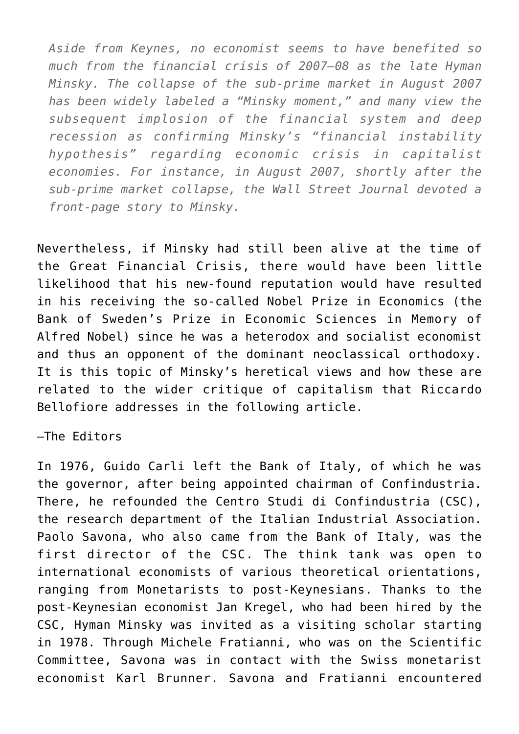*Aside from Keynes, no economist seems to have benefited so much from the financial crisis of 2007–08 as the late Hyman Minsky. The collapse of the sub-prime market in August 2007 has been widely labeled a "Minsky moment," and many view the subsequent implosion of the financial system and deep recession as confirming Minsky's "financial instability hypothesis" regarding economic crisis in capitalist economies. For instance, in August 2007, shortly after the sub-prime market collapse, the Wall Street Journal devoted a front-page story to Minsky.*

Nevertheless, if Minsky had still been alive at the time of the Great Financial Crisis, there would have been little likelihood that his new-found reputation would have resulted in his receiving the so-called Nobel Prize in Economics (the Bank of Sweden's Prize in Economic Sciences in Memory of Alfred Nobel) since he was a heterodox and socialist economist and thus an opponent of the dominant neoclassical orthodoxy. It is this topic of Minsky's heretical views and how these are related to the wider critique of capitalism that Riccardo Bellofiore addresses in the following article.

—The Editors

In 1976, Guido Carli left the Bank of Italy, of which he was the governor, after being appointed chairman of Confindustria. There, he refounded the Centro Studi di Confindustria (CSC), the research department of the Italian Industrial Association. Paolo Savona, who also came from the Bank of Italy, was the first director of the CSC. The think tank was open to international economists of various theoretical orientations, ranging from Monetarists to post-Keynesians. Thanks to the post-Keynesian economist Jan Kregel, who had been hired by the CSC, Hyman Minsky was invited as a visiting scholar starting in 1978. Through Michele Fratianni, who was on the Scientific Committee, Savona was in contact with the Swiss monetarist economist Karl Brunner. Savona and Fratianni encountered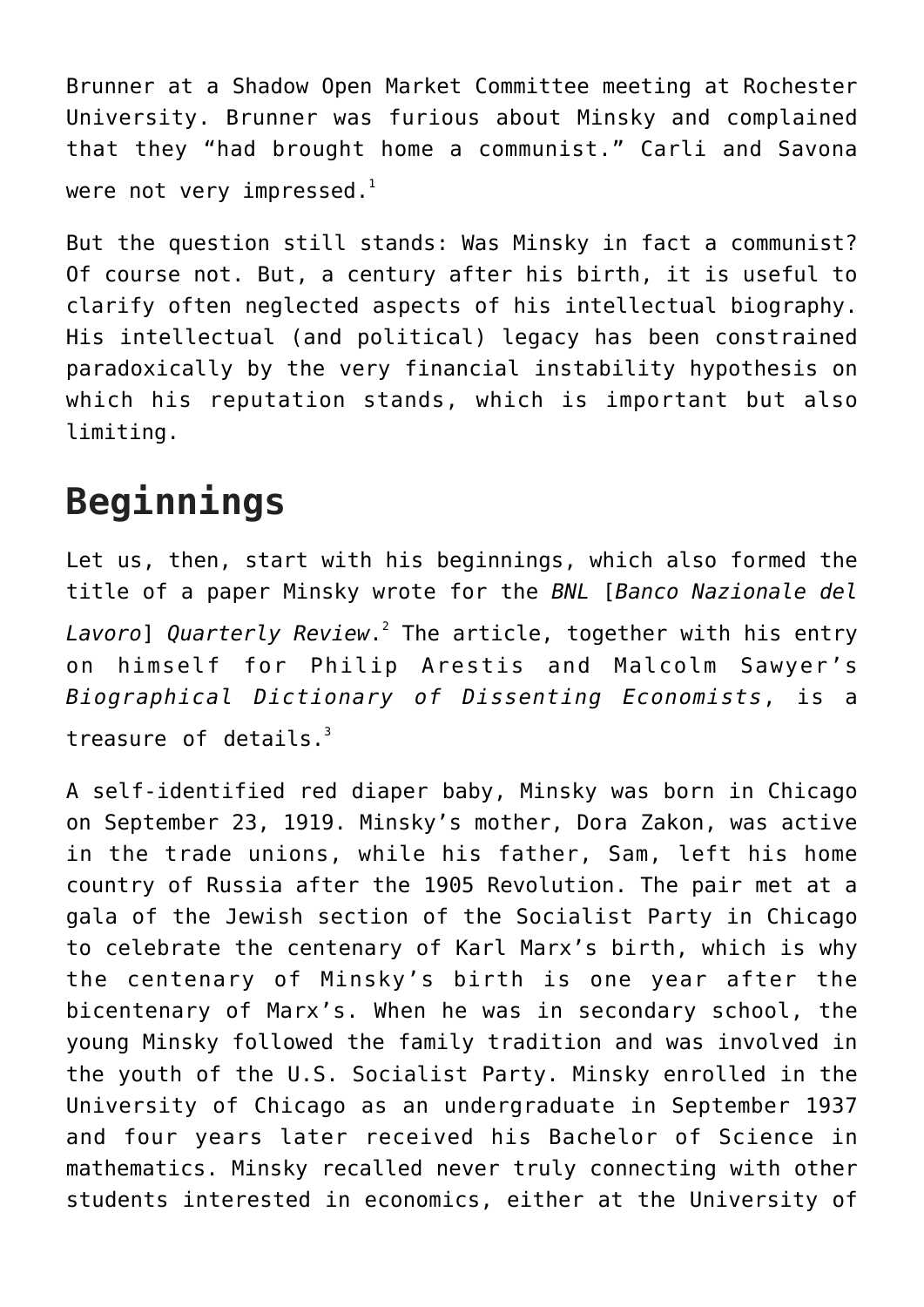Brunner at a Shadow Open Market Committee meeting at Rochester University. Brunner was furious about Minsky and complained that they "had brought home a communist." Carli and Savona were not very impressed.[1]

But the question still stands: Was Minsky in fact a communist? Of course not. But, a century after his birth, it is useful to clarify often neglected aspects of his intellectual biography. His intellectual (and political) legacy has been constrained paradoxically by the very financial instability hypothesis on which his reputation stands, which is important but also limiting.

## Beginnings

Let us, then, start with his beginnings, which also formed the title of a paper Minsky wrote for the *BNL* [*Banco Nazionale del Lavoro*] *Quarterly Review*.[2] The article, together with his entry on himself for Philip Arestis and Malcolm Sawyer's *Biographical Dictionary of Dissenting Economists*, is a treasure of details.[3]

A self-identified red diaper baby, Minsky was born in Chicago on September 23, 1919. Minsky's mother, Dora Zakon, was active in the trade unions, while his father, Sam, left his home country of Russia after the 1905 Revolution. The pair met at a gala of the Jewish section of the Socialist Party in Chicago to celebrate the centenary of Karl Marx's birth, which is why the centenary of Minsky's birth is one year after the bicentenary of Marx's. When he was in secondary school, the young Minsky followed the family tradition and was involved in the youth of the U.S. Socialist Party. Minsky enrolled in the University of Chicago as an undergraduate in September 1937 and four years later received his Bachelor of Science in mathematics. Minsky recalled never truly connecting with other students interested in economics, either at the University of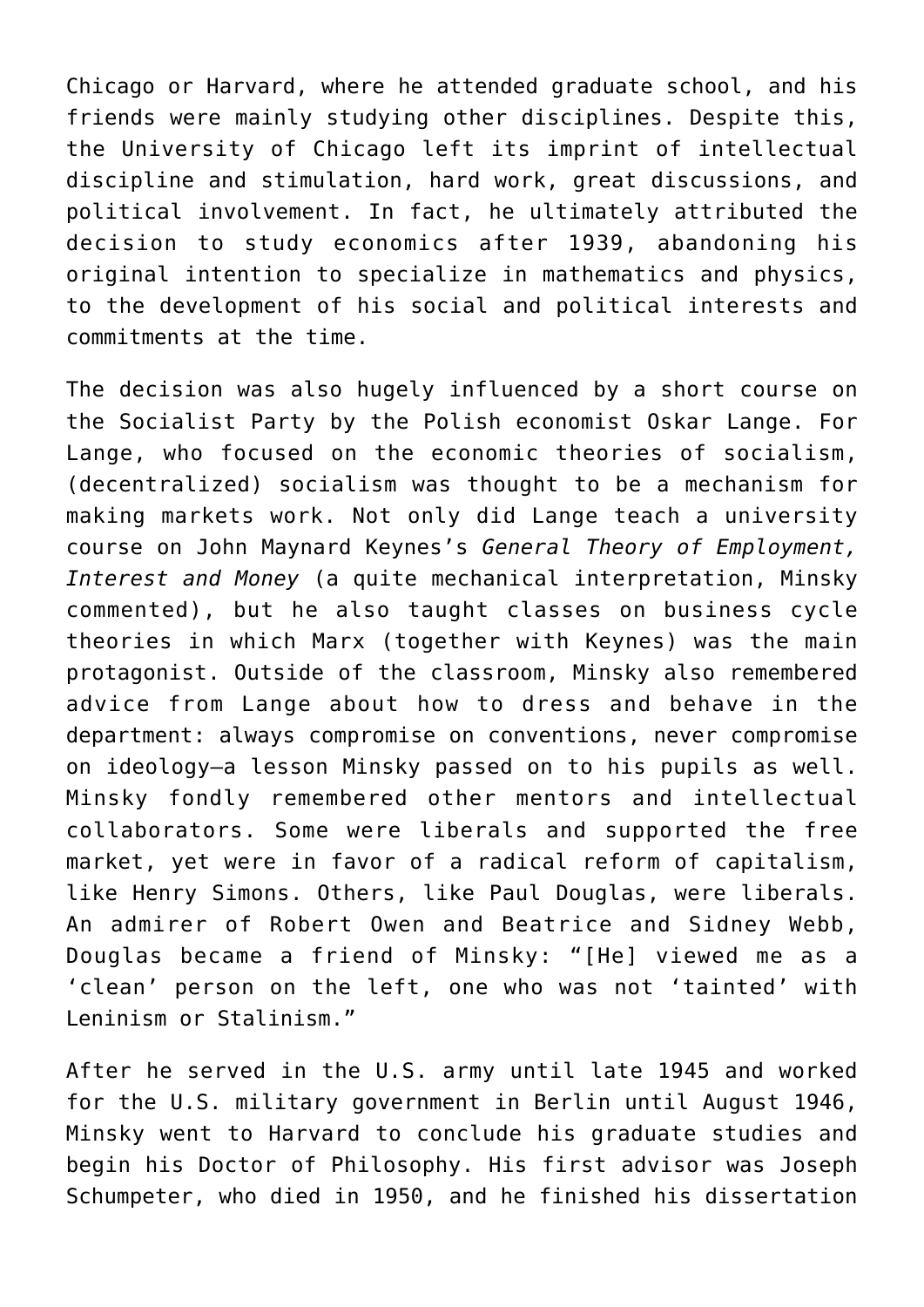Chicago or Harvard, where he attended graduate school, and his friends were mainly studying other disciplines. Despite this, the University of Chicago left its imprint of intellectual discipline and stimulation, hard work, great discussions, and political involvement. In fact, he ultimately attributed the decision to study economics after 1939, abandoning his original intention to specialize in mathematics and physics, to the development of his social and political interests and commitments at the time.

The decision was also hugely influenced by a short course on the Socialist Party by the Polish economist Oskar Lange. For Lange, who focused on the economic theories of socialism, (decentralized) socialism was thought to be a mechanism for making markets work. Not only did Lange teach a university course on John Maynard Keynes's *General Theory of Employment, Interest and Money* (a quite mechanical interpretation, Minsky commented), but he also taught classes on business cycle theories in which Marx (together with Keynes) was the main protagonist. Outside of the classroom, Minsky also remembered advice from Lange about how to dress and behave in the department: always compromise on conventions, never compromise on ideology—a lesson Minsky passed on to his pupils as well. Minsky fondly remembered other mentors and intellectual collaborators. Some were liberals and supported the free market, yet were in favor of a radical reform of capitalism, like Henry Simons. Others, like Paul Douglas, were liberals. An admirer of Robert Owen and Beatrice and Sidney Webb, Douglas became a friend of Minsky: "[He] viewed me as a 'clean' person on the left, one who was not 'tainted' with Leninism or Stalinism."

After he served in the U.S. army until late 1945 and worked for the U.S. military government in Berlin until August 1946, Minsky went to Harvard to conclude his graduate studies and begin his Doctor of Philosophy. His first advisor was Joseph Schumpeter, who died in 1950, and he finished his dissertation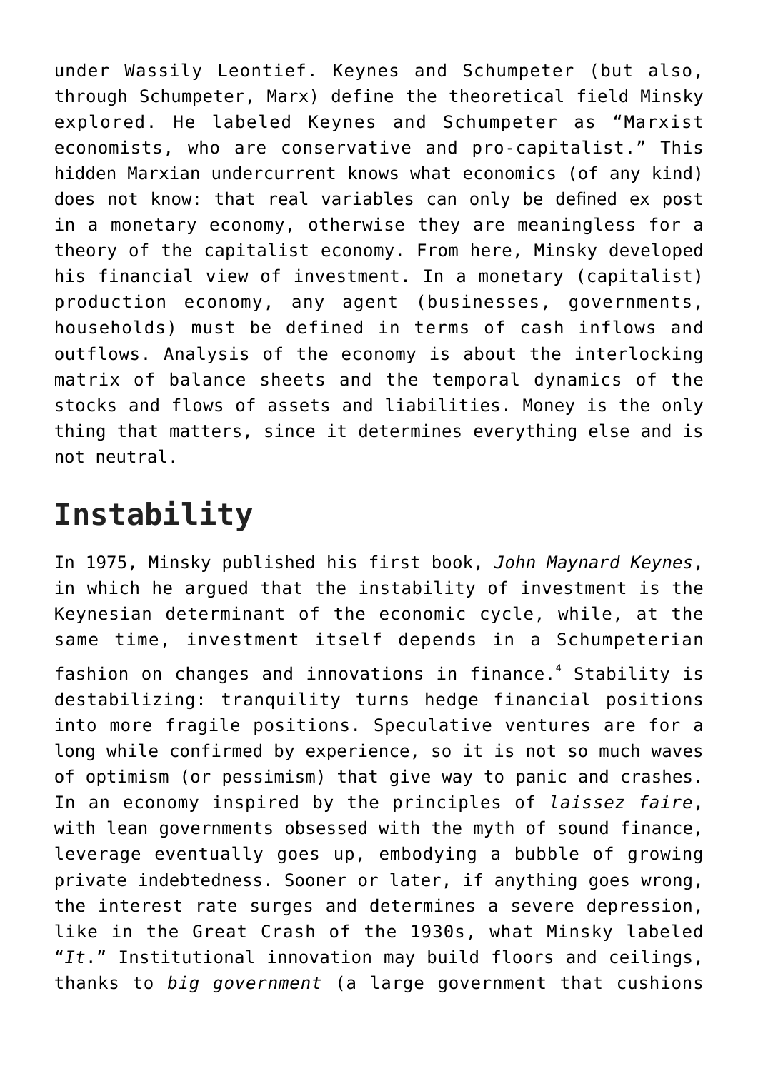under Wassily Leontief. Keynes and Schumpeter (but also, through Schumpeter, Marx) define the theoretical field Minsky explored. He labeled Keynes and Schumpeter as "Marxist economists, who are conservative and pro-capitalist." This hidden Marxian undercurrent knows what economics (of any kind) does not know: that real variables can only be defined ex post in a monetary economy, otherwise they are meaningless for a theory of the capitalist economy. From here, Minsky developed his financial view of investment. In a monetary (capitalist) production economy, any agent (businesses, governments, households) must be defined in terms of cash inflows and outflows. Analysis of the economy is about the interlocking matrix of balance sheets and the temporal dynamics of the stocks and flows of assets and liabilities. Money is the only thing that matters, since it determines everything else and is not neutral.

## Instability

In 1975, Minsky published his first book, *John Maynard Keynes*, in which he argued that the instability of investment is the Keynesian determinant of the economic cycle, while, at the same time, investment itself depends in a Schumpeterian fashion on changes and innovations in finance.[4] Stability is destabilizing: tranquility turns hedge financial positions into more fragile positions. Speculative ventures are for a long while confirmed by experience, so it is not so much waves of optimism (or pessimism) that give way to panic and crashes. In an economy inspired by the principles of *laissez faire*, with lean governments obsessed with the myth of sound finance, leverage eventually goes up, embodying a bubble of growing private indebtedness. Sooner or later, if anything goes wrong, the interest rate surges and determines a severe depression, like in the Great Crash of the 1930s, what Minsky labeled "*It*." Institutional innovation may build floors and ceilings, thanks to *big government* (a large government that cushions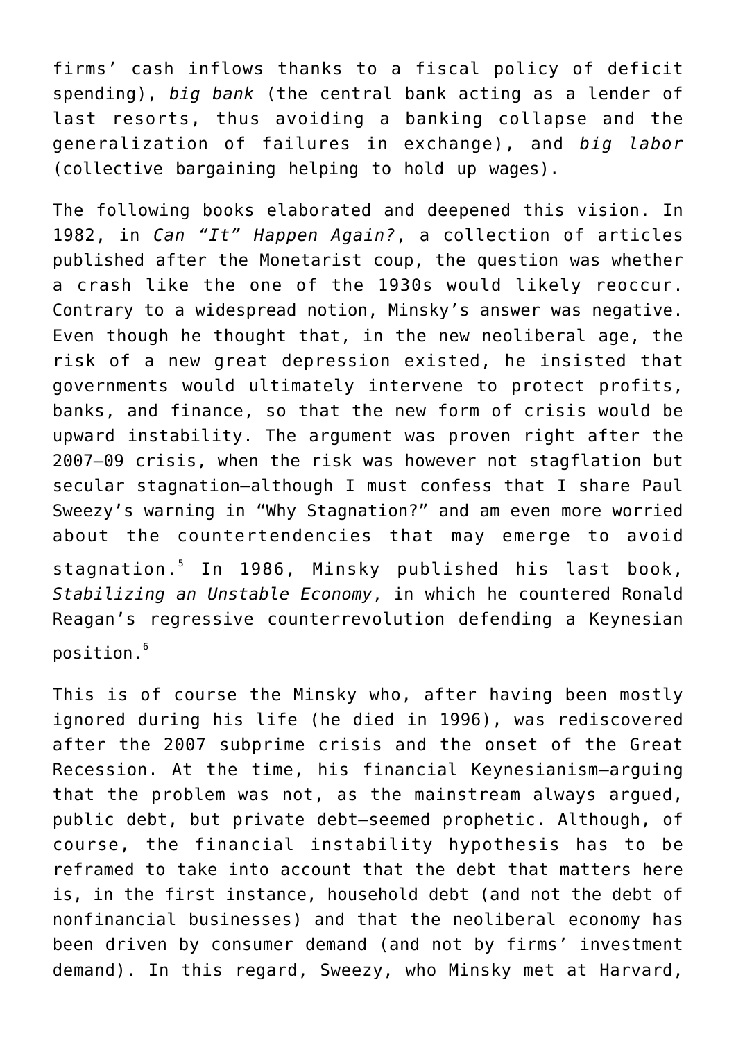firms' cash inflows thanks to a fiscal policy of deficit spending), *big bank* (the central bank acting as a lender of last resorts, thus avoiding a banking collapse and the generalization of failures in exchange), and *big labor* (collective bargaining helping to hold up wages).

The following books elaborated and deepened this vision. In 1982, in *Can "It" Happen Again?*, a collection of articles published after the Monetarist coup, the question was whether a crash like the one of the 1930s would likely reoccur. Contrary to a widespread notion, Minsky's answer was negative. Even though he thought that, in the new neoliberal age, the risk of a new great depression existed, he insisted that governments would ultimately intervene to protect profits, banks, and finance, so that the new form of crisis would be upward instability. The argument was proven right after the 2007–09 crisis, when the risk was however not stagflation but secular stagnation—although I must confess that I share Paul Sweezy's warning in "Why Stagnation?" and am even more worried about the countertendencies that may emerge to avoid stagnation.[5] In 1986, Minsky published his last book, *Stabilizing an Unstable Economy*, in which he countered Ronald Reagan's regressive counterrevolution defending a Keynesian position.[6]

This is of course the Minsky who, after having been mostly ignored during his life (he died in 1996), was rediscovered after the 2007 subprime crisis and the onset of the Great Recession. At the time, his financial Keynesianism—arguing that the problem was not, as the mainstream always argued, public debt, but private debt—seemed prophetic. Although, of course, the financial instability hypothesis has to be reframed to take into account that the debt that matters here is, in the first instance, household debt (and not the debt of nonfinancial businesses) and that the neoliberal economy has been driven by consumer demand (and not by firms' investment demand). In this regard, Sweezy, who Minsky met at Harvard,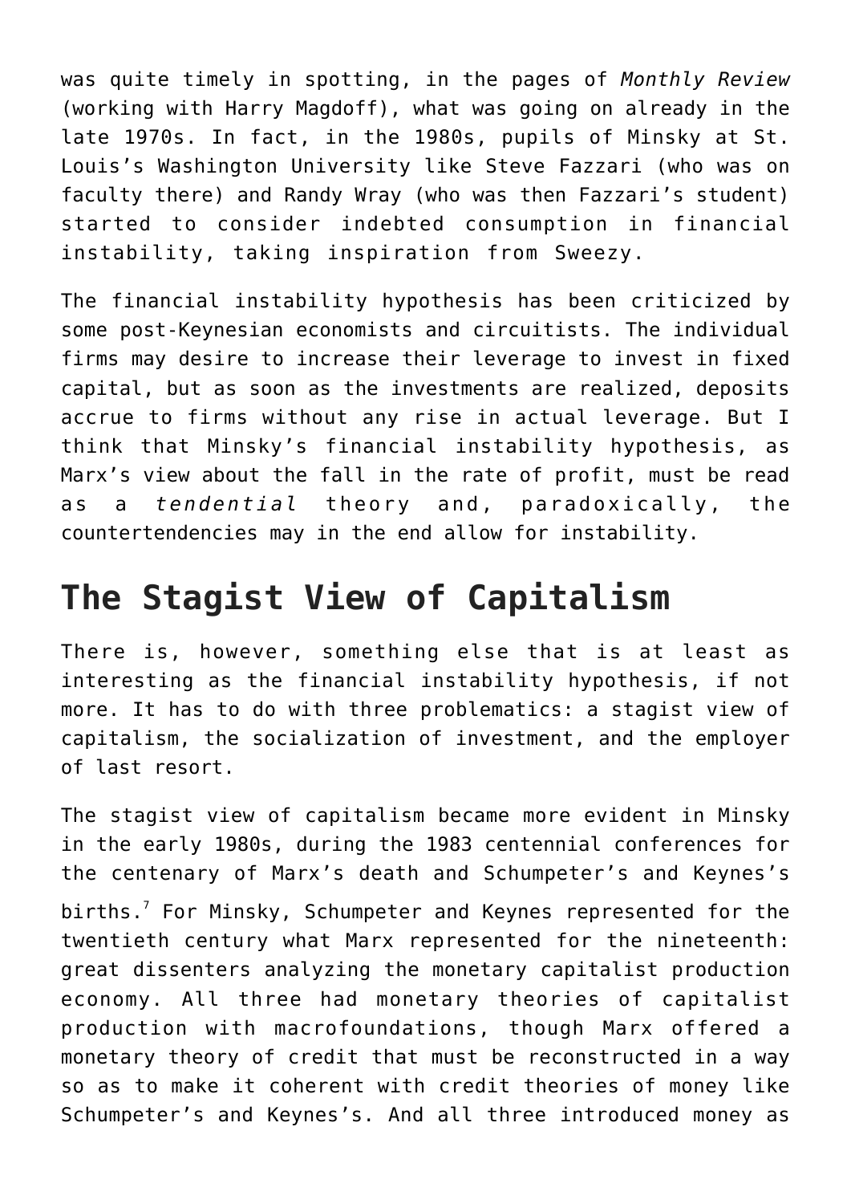was quite timely in spotting, in the pages of *Monthly Review* (working with Harry Magdoff), what was going on already in the late 1970s. In fact, in the 1980s, pupils of Minsky at St. Louis's Washington University like Steve Fazzari (who was on faculty there) and Randy Wray (who was then Fazzari's student) started to consider indebted consumption in financial instability, taking inspiration from Sweezy.

The financial instability hypothesis has been criticized by some post-Keynesian economists and circuitists. The individual firms may desire to increase their leverage to invest in fixed capital, but as soon as the investments are realized, deposits accrue to firms without any rise in actual leverage. But I think that Minsky's financial instability hypothesis, as Marx's view about the fall in the rate of profit, must be read as a *tendential* theory and, paradoxically, the countertendencies may in the end allow for instability.

## The Stagist View of Capitalism

There is, however, something else that is at least as interesting as the financial instability hypothesis, if not more. It has to do with three problematics: a stagist view of capitalism, the socialization of investment, and the employer of last resort.

The stagist view of capitalism became more evident in Minsky in the early 1980s, during the 1983 centennial conferences for the centenary of Marx's death and Schumpeter's and Keynes's births.[7] For Minsky, Schumpeter and Keynes represented for the twentieth century what Marx represented for the nineteenth: great dissenters analyzing the monetary capitalist production economy. All three had monetary theories of capitalist production with macrofoundations, though Marx offered a monetary theory of credit that must be reconstructed in a way so as to make it coherent with credit theories of money like Schumpeter's and Keynes's. And all three introduced money as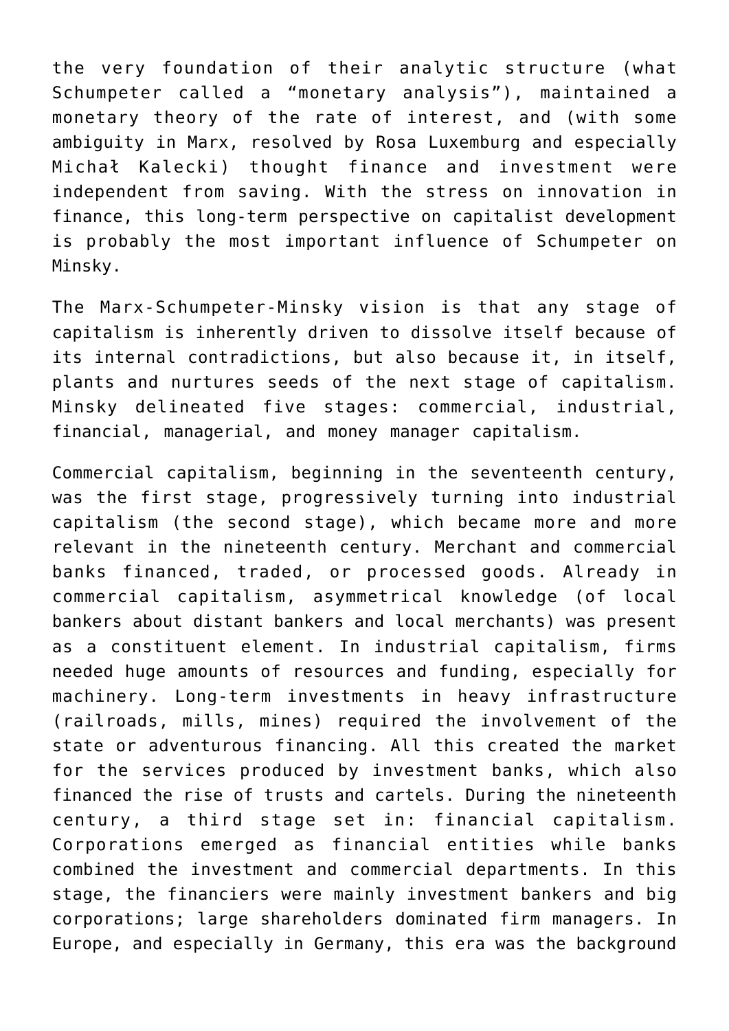the very foundation of their analytic structure (what Schumpeter called a "monetary analysis"), maintained a monetary theory of the rate of interest, and (with some ambiguity in Marx, resolved by Rosa Luxemburg and especially Michał Kalecki) thought finance and investment were independent from saving. With the stress on innovation in finance, this long-term perspective on capitalist development is probably the most important influence of Schumpeter on Minsky.

The Marx-Schumpeter-Minsky vision is that any stage of capitalism is inherently driven to dissolve itself because of its internal contradictions, but also because it, in itself, plants and nurtures seeds of the next stage of capitalism. Minsky delineated five stages: commercial, industrial, financial, managerial, and money manager capitalism.

Commercial capitalism, beginning in the seventeenth century, was the first stage, progressively turning into industrial capitalism (the second stage), which became more and more relevant in the nineteenth century. Merchant and commercial banks financed, traded, or processed goods. Already in commercial capitalism, asymmetrical knowledge (of local bankers about distant bankers and local merchants) was present as a constituent element. In industrial capitalism, firms needed huge amounts of resources and funding, especially for machinery. Long-term investments in heavy infrastructure (railroads, mills, mines) required the involvement of the state or adventurous financing. All this created the market for the services produced by investment banks, which also financed the rise of trusts and cartels. During the nineteenth century, a third stage set in: financial capitalism. Corporations emerged as financial entities while banks combined the investment and commercial departments. In this stage, the financiers were mainly investment bankers and big corporations; large shareholders dominated firm managers. In Europe, and especially in Germany, this era was the background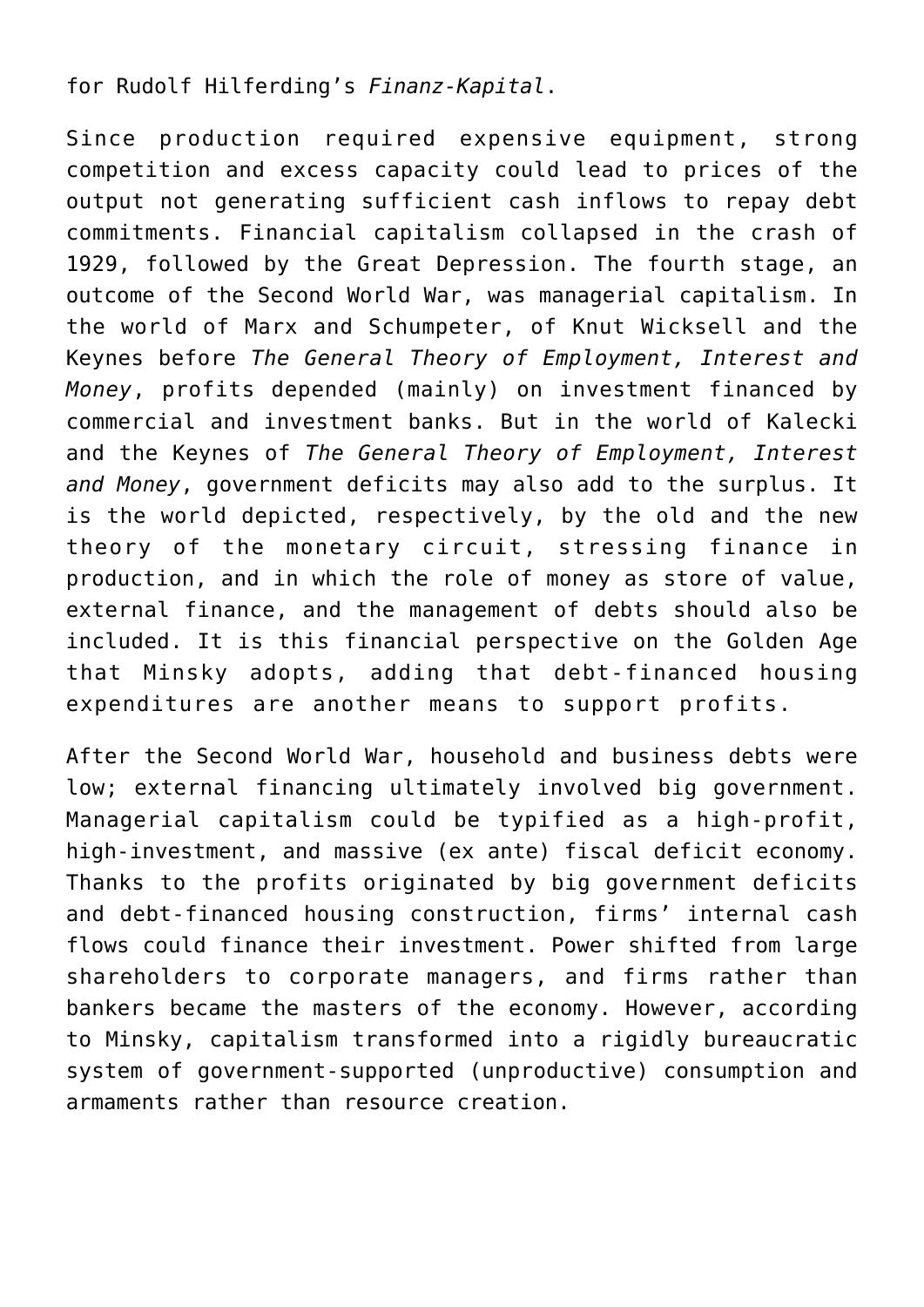for Rudolf Hilferding’s *Finanz-Kapital*.

Since production required expensive equipment, strong competition and excess capacity could lead to prices of the output not generating sufficient cash inflows to repay debt commitments. Financial capitalism collapsed in the crash of 1929, followed by the Great Depression. The fourth stage, an outcome of the Second World War, was managerial capitalism. In the world of Marx and Schumpeter, of Knut Wicksell and the Keynes before *The General Theory of Employment, Interest and Money*, profits depended (mainly) on investment financed by commercial and investment banks. But in the world of Kalecki and the Keynes of *The General Theory of Employment, Interest and Money*, government deficits may also add to the surplus. It is the world depicted, respectively, by the old and the new theory of the monetary circuit, stressing finance in production, and in which the role of money as store of value, external finance, and the management of debts should also be included. It is this financial perspective on the Golden Age that Minsky adopts, adding that debt-financed housing expenditures are another means to support profits.

After the Second World War, household and business debts were low; external financing ultimately involved big government. Managerial capitalism could be typified as a high-profit, high-investment, and massive (ex ante) fiscal deficit economy. Thanks to the profits originated by big government deficits and debt-financed housing construction, firms’ internal cash flows could finance their investment. Power shifted from large shareholders to corporate managers, and firms rather than bankers became the masters of the economy. However, according to Minsky, capitalism transformed into a rigidly bureaucratic system of government-supported (unproductive) consumption and armaments rather than resource creation.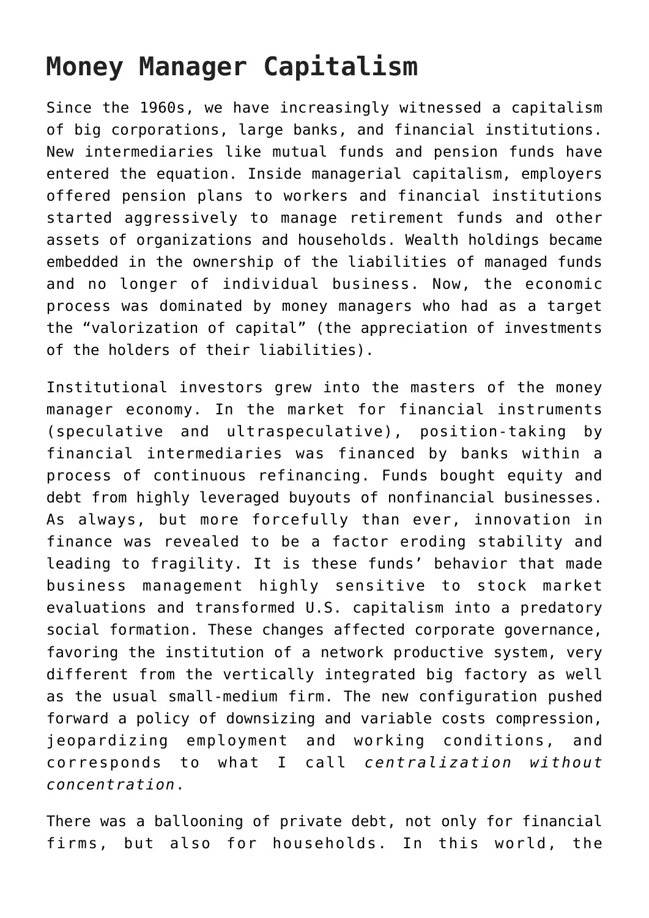# Money Manager Capitalism

Since the 1960s, we have increasingly witnessed a capitalism of big corporations, large banks, and financial institutions. New intermediaries like mutual funds and pension funds have entered the equation. Inside managerial capitalism, employers offered pension plans to workers and financial institutions started aggressively to manage retirement funds and other assets of organizations and households. Wealth holdings became embedded in the ownership of the liabilities of managed funds and no longer of individual business. Now, the economic process was dominated by money managers who had as a target the "valorization of capital" (the appreciation of investments of the holders of their liabilities).

Institutional investors grew into the masters of the money manager economy. In the market for financial instruments (speculative and ultraspeculative), position-taking by financial intermediaries was financed by banks within a process of continuous refinancing. Funds bought equity and debt from highly leveraged buyouts of nonfinancial businesses. As always, but more forcefully than ever, innovation in finance was revealed to be a factor eroding stability and leading to fragility. It is these funds' behavior that made business management highly sensitive to stock market evaluations and transformed U.S. capitalism into a predatory social formation. These changes affected corporate governance, favoring the institution of a network productive system, very different from the vertically integrated big factory as well as the usual small-medium firm. The new configuration pushed forward a policy of downsizing and variable costs compression, jeopardizing employment and working conditions, and corresponds to what I call *centralization without concentration*.

There was a ballooning of private debt, not only for financial firms, but also for households. In this world, the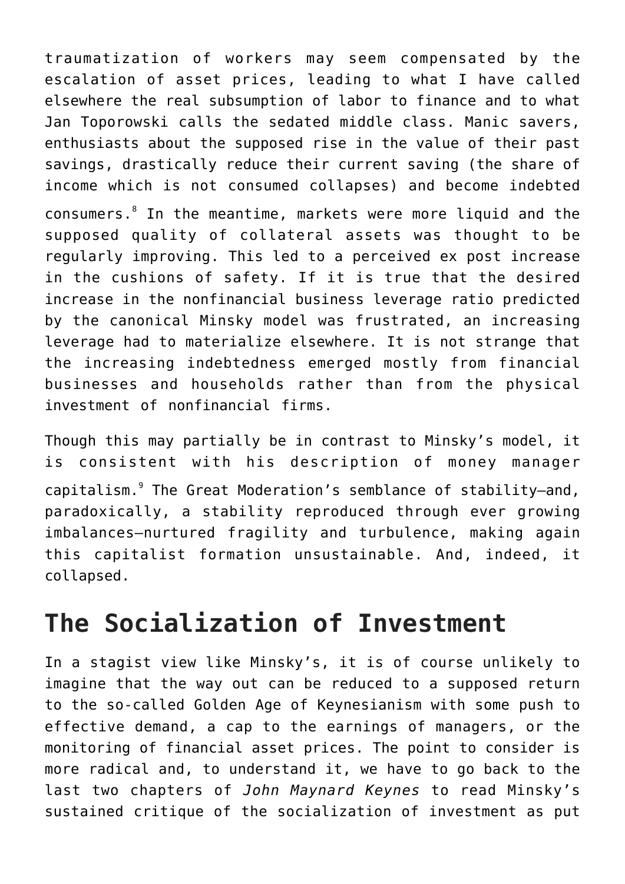traumatization of workers may seem compensated by the escalation of asset prices, leading to what I have called elsewhere the real subsumption of labor to finance and to what Jan Toporowski calls the sedated middle class. Manic savers, enthusiasts about the supposed rise in the value of their past savings, drastically reduce their current saving (the share of income which is not consumed collapses) and become indebted consumers.[8] In the meantime, markets were more liquid and the supposed quality of collateral assets was thought to be regularly improving. This led to a perceived ex post increase in the cushions of safety. If it is true that the desired increase in the nonfinancial business leverage ratio predicted by the canonical Minsky model was frustrated, an increasing leverage had to materialize elsewhere. It is not strange that the increasing indebtedness emerged mostly from financial businesses and households rather than from the physical investment of nonfinancial firms.

Though this may partially be in contrast to Minsky's model, it is consistent with his description of money manager capitalism.[9] The Great Moderation's semblance of stability—and, paradoxically, a stability reproduced through ever growing imbalances—nurtured fragility and turbulence, making again this capitalist formation unsustainable. And, indeed, it collapsed.

## The Socialization of Investment

In a stagist view like Minsky's, it is of course unlikely to imagine that the way out can be reduced to a supposed return to the so-called Golden Age of Keynesianism with some push to effective demand, a cap to the earnings of managers, or the monitoring of financial asset prices. The point to consider is more radical and, to understand it, we have to go back to the last two chapters of *John Maynard Keynes* to read Minsky's sustained critique of the socialization of investment as put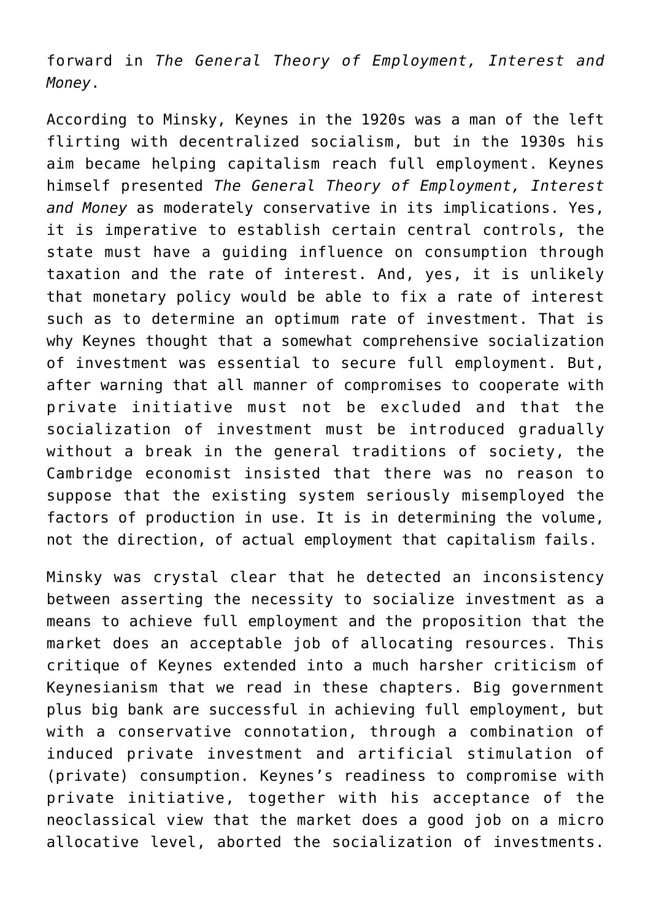forward in *The General Theory of Employment, Interest and Money*.

According to Minsky, Keynes in the 1920s was a man of the left flirting with decentralized socialism, but in the 1930s his aim became helping capitalism reach full employment. Keynes himself presented *The General Theory of Employment, Interest and Money* as moderately conservative in its implications. Yes, it is imperative to establish certain central controls, the state must have a guiding influence on consumption through taxation and the rate of interest. And, yes, it is unlikely that monetary policy would be able to fix a rate of interest such as to determine an optimum rate of investment. That is why Keynes thought that a somewhat comprehensive socialization of investment was essential to secure full employment. But, after warning that all manner of compromises to cooperate with private initiative must not be excluded and that the socialization of investment must be introduced gradually without a break in the general traditions of society, the Cambridge economist insisted that there was no reason to suppose that the existing system seriously misemployed the factors of production in use. It is in determining the volume, not the direction, of actual employment that capitalism fails.

Minsky was crystal clear that he detected an inconsistency between asserting the necessity to socialize investment as a means to achieve full employment and the proposition that the market does an acceptable job of allocating resources. This critique of Keynes extended into a much harsher criticism of Keynesianism that we read in these chapters. Big government plus big bank are successful in achieving full employment, but with a conservative connotation, through a combination of induced private investment and artificial stimulation of (private) consumption. Keynes's readiness to compromise with private initiative, together with his acceptance of the neoclassical view that the market does a good job on a micro allocative level, aborted the socialization of investments.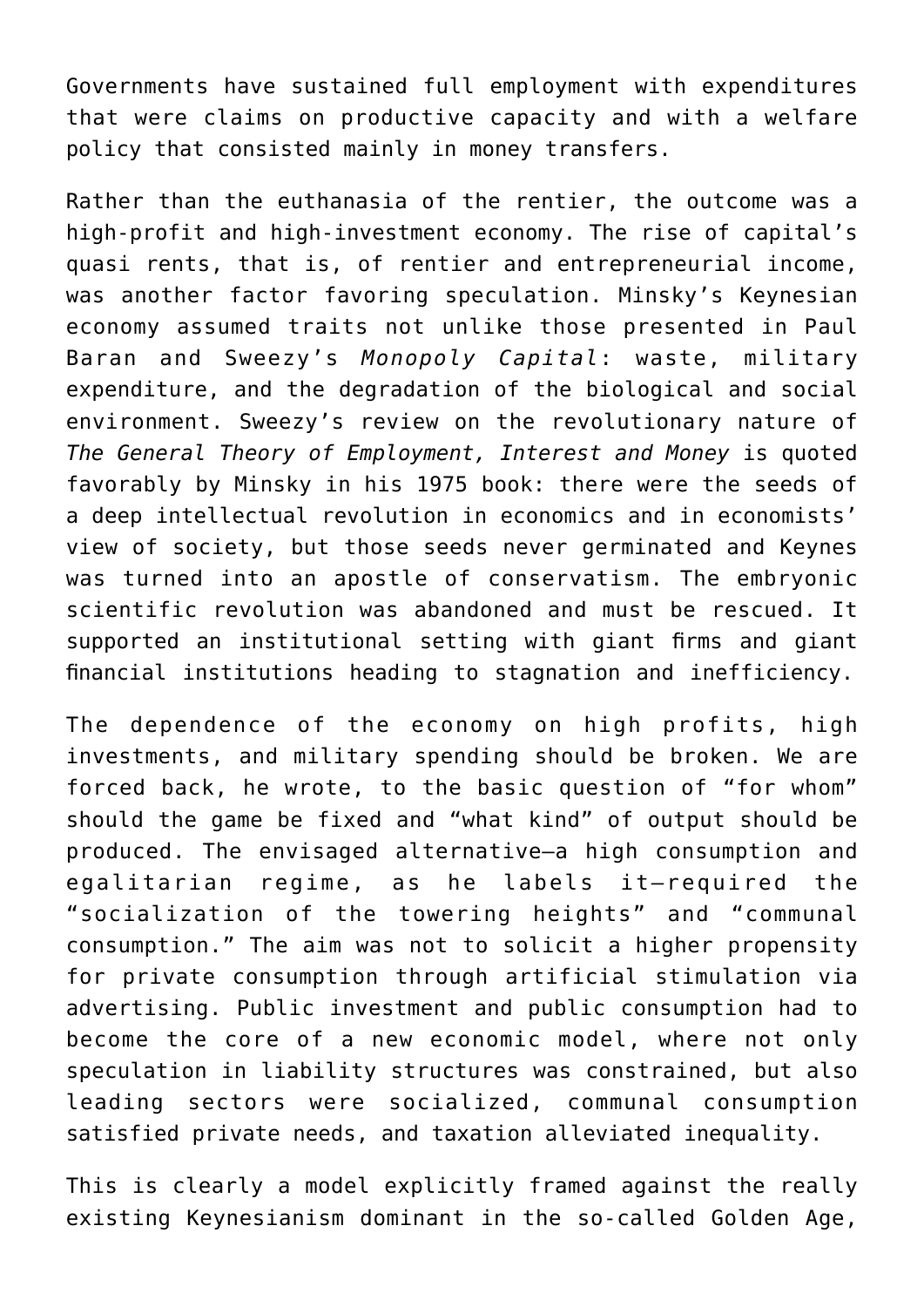Governments have sustained full employment with expenditures that were claims on productive capacity and with a welfare policy that consisted mainly in money transfers.

Rather than the euthanasia of the rentier, the outcome was a high-profit and high-investment economy. The rise of capital's quasi rents, that is, of rentier and entrepreneurial income, was another factor favoring speculation. Minsky's Keynesian economy assumed traits not unlike those presented in Paul Baran and Sweezy's *Monopoly Capital*: waste, military expenditure, and the degradation of the biological and social environment. Sweezy's review on the revolutionary nature of *The General Theory of Employment, Interest and Money* is quoted favorably by Minsky in his 1975 book: there were the seeds of a deep intellectual revolution in economics and in economists' view of society, but those seeds never germinated and Keynes was turned into an apostle of conservatism. The embryonic scientific revolution was abandoned and must be rescued. It supported an institutional setting with giant firms and giant financial institutions heading to stagnation and inefficiency.

The dependence of the economy on high profits, high investments, and military spending should be broken. We are forced back, he wrote, to the basic question of "for whom" should the game be fixed and "what kind" of output should be produced. The envisaged alternative—a high consumption and egalitarian regime, as he labels it—required the "socialization of the towering heights" and "communal consumption." The aim was not to solicit a higher propensity for private consumption through artificial stimulation via advertising. Public investment and public consumption had to become the core of a new economic model, where not only speculation in liability structures was constrained, but also leading sectors were socialized, communal consumption satisfied private needs, and taxation alleviated inequality.

This is clearly a model explicitly framed against the really existing Keynesianism dominant in the so-called Golden Age,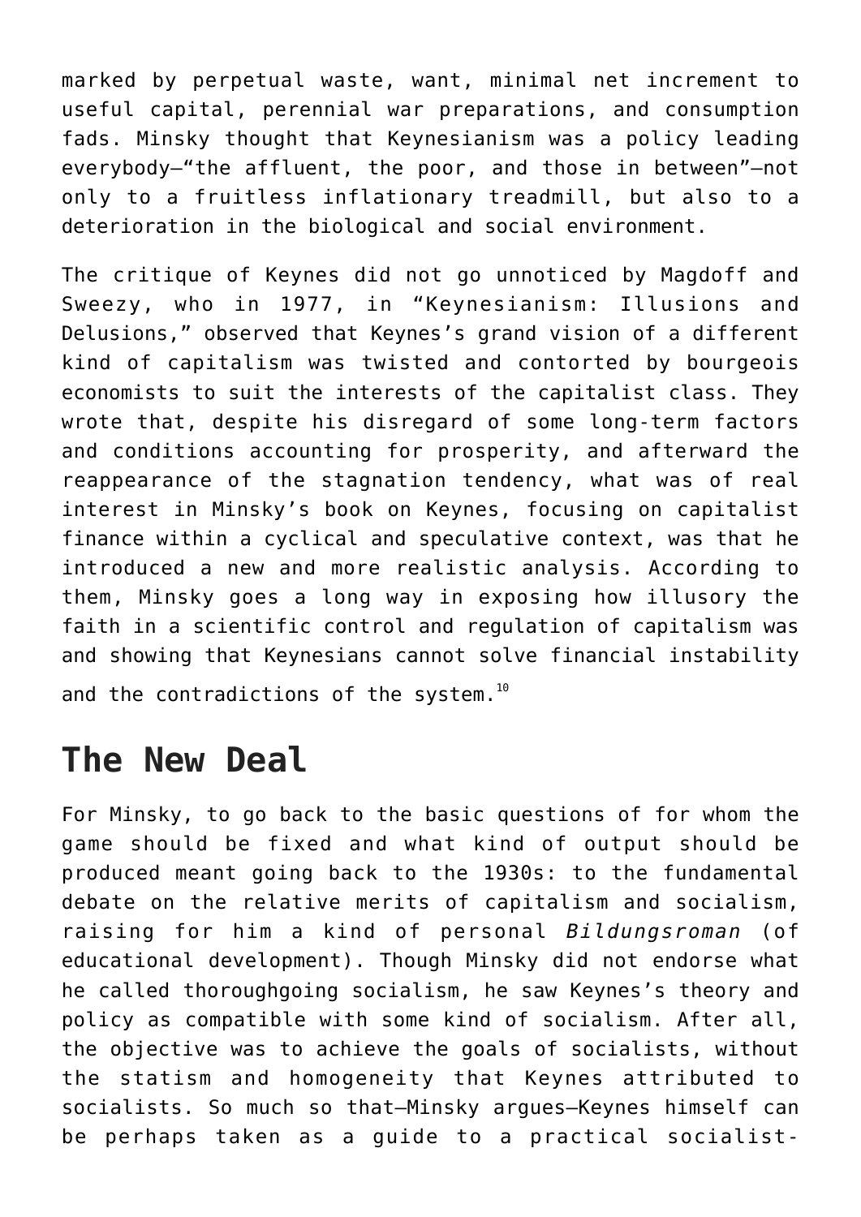marked by perpetual waste, want, minimal net increment to useful capital, perennial war preparations, and consumption fads. Minsky thought that Keynesianism was a policy leading everybody—"the affluent, the poor, and those in between"—not only to a fruitless inflationary treadmill, but also to a deterioration in the biological and social environment.

The critique of Keynes did not go unnoticed by Magdoff and Sweezy, who in 1977, in "Keynesianism: Illusions and Delusions," observed that Keynes's grand vision of a different kind of capitalism was twisted and contorted by bourgeois economists to suit the interests of the capitalist class. They wrote that, despite his disregard of some long-term factors and conditions accounting for prosperity, and afterward the reappearance of the stagnation tendency, what was of real interest in Minsky's book on Keynes, focusing on capitalist finance within a cyclical and speculative context, was that he introduced a new and more realistic analysis. According to them, Minsky goes a long way in exposing how illusory the faith in a scientific control and regulation of capitalism was and showing that Keynesians cannot solve financial instability and the contradictions of the system.[10]

## The New Deal

For Minsky, to go back to the basic questions of for whom the game should be fixed and what kind of output should be produced meant going back to the 1930s: to the fundamental debate on the relative merits of capitalism and socialism, raising for him a kind of personal *Bildungsroman* (of educational development). Though Minsky did not endorse what he called thoroughgoing socialism, he saw Keynes's theory and policy as compatible with some kind of socialism. After all, the objective was to achieve the goals of socialists, without the statism and homogeneity that Keynes attributed to socialists. So much so that—Minsky argues—Keynes himself can be perhaps taken as a guide to a practical socialist-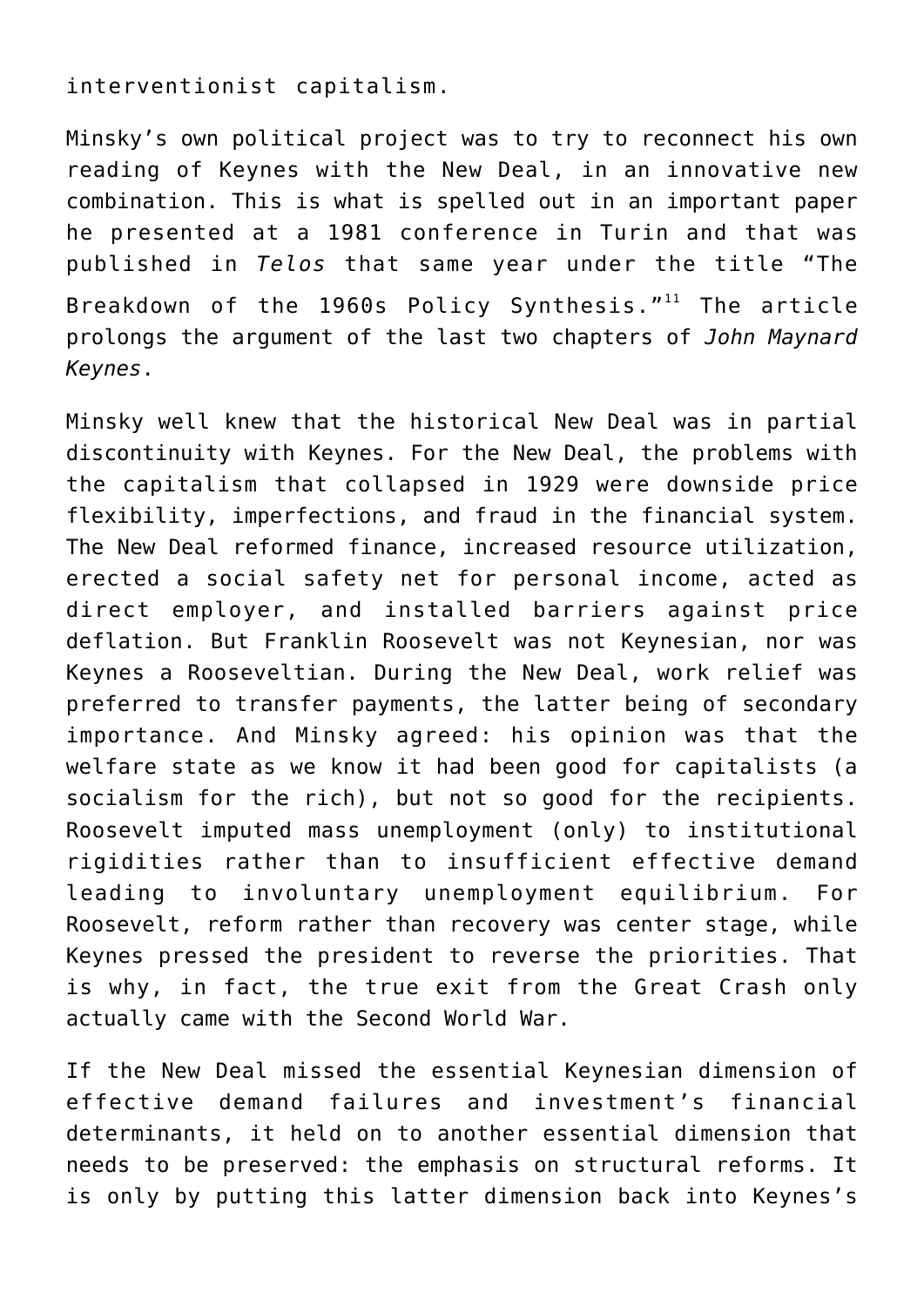interventionist capitalism.

Minsky's own political project was to try to reconnect his own reading of Keynes with the New Deal, in an innovative new combination. This is what is spelled out in an important paper he presented at a 1981 conference in Turin and that was published in *Telos* that same year under the title "The Breakdown of the 1960s Policy Synthesis."[11] The article prolongs the argument of the last two chapters of *John Maynard Keynes*.

Minsky well knew that the historical New Deal was in partial discontinuity with Keynes. For the New Deal, the problems with the capitalism that collapsed in 1929 were downside price flexibility, imperfections, and fraud in the financial system. The New Deal reformed finance, increased resource utilization, erected a social safety net for personal income, acted as direct employer, and installed barriers against price deflation. But Franklin Roosevelt was not Keynesian, nor was Keynes a Rooseveltian. During the New Deal, work relief was preferred to transfer payments, the latter being of secondary importance. And Minsky agreed: his opinion was that the welfare state as we know it had been good for capitalists (a socialism for the rich), but not so good for the recipients. Roosevelt imputed mass unemployment (only) to institutional rigidities rather than to insufficient effective demand leading to involuntary unemployment equilibrium. For Roosevelt, reform rather than recovery was center stage, while Keynes pressed the president to reverse the priorities. That is why, in fact, the true exit from the Great Crash only actually came with the Second World War.

If the New Deal missed the essential Keynesian dimension of effective demand failures and investment's financial determinants, it held on to another essential dimension that needs to be preserved: the emphasis on structural reforms. It is only by putting this latter dimension back into Keynes's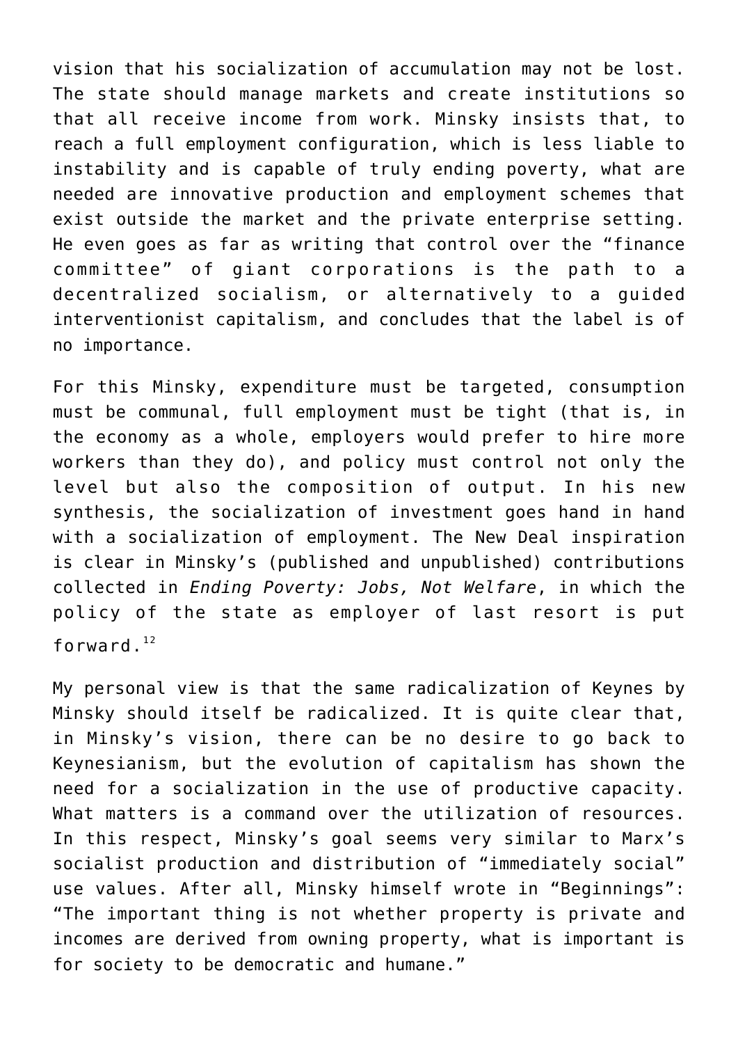vision that his socialization of accumulation may not be lost. The state should manage markets and create institutions so that all receive income from work. Minsky insists that, to reach a full employment configuration, which is less liable to instability and is capable of truly ending poverty, what are needed are innovative production and employment schemes that exist outside the market and the private enterprise setting. He even goes as far as writing that control over the "finance committee" of giant corporations is the path to a decentralized socialism, or alternatively to a guided interventionist capitalism, and concludes that the label is of no importance.

For this Minsky, expenditure must be targeted, consumption must be communal, full employment must be tight (that is, in the economy as a whole, employers would prefer to hire more workers than they do), and policy must control not only the level but also the composition of output. In his new synthesis, the socialization of investment goes hand in hand with a socialization of employment. The New Deal inspiration is clear in Minsky's (published and unpublished) contributions collected in *Ending Poverty: Jobs, Not Welfare*, in which the policy of the state as employer of last resort is put forward.[12]

My personal view is that the same radicalization of Keynes by Minsky should itself be radicalized. It is quite clear that, in Minsky's vision, there can be no desire to go back to Keynesianism, but the evolution of capitalism has shown the need for a socialization in the use of productive capacity. What matters is a command over the utilization of resources. In this respect, Minsky's goal seems very similar to Marx's socialist production and distribution of "immediately social" use values. After all, Minsky himself wrote in "Beginnings": "The important thing is not whether property is private and incomes are derived from owning property, what is important is for society to be democratic and humane."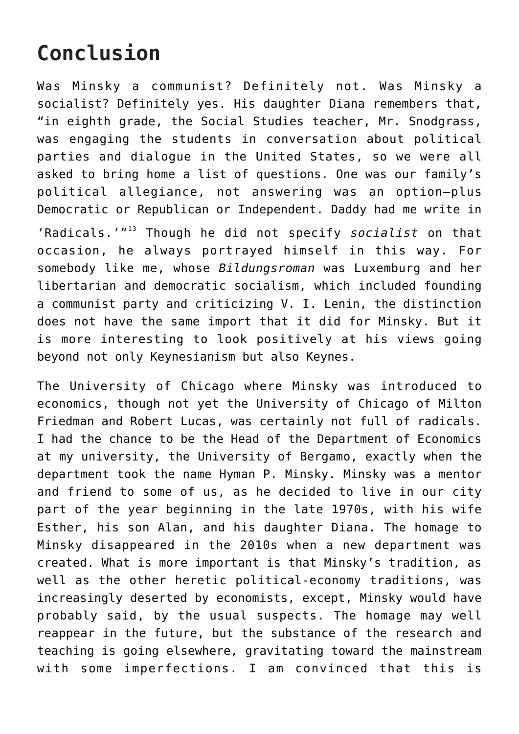# Conclusion

Was Minsky a communist? Definitely not. Was Minsky a socialist? Definitely yes. His daughter Diana remembers that, "in eighth grade, the Social Studies teacher, Mr. Snodgrass, was engaging the students in conversation about political parties and dialogue in the United States, so we were all asked to bring home a list of questions. One was our family's political allegiance, not answering was an option—plus Democratic or Republican or Independent. Daddy had me write in 'Radicals.'"[13] Though he did not specify *socialist* on that occasion, he always portrayed himself in this way. For somebody like me, whose *Bildungsroman* was Luxemburg and her libertarian and democratic socialism, which included founding a communist party and criticizing V. I. Lenin, the distinction does not have the same import that it did for Minsky. But it is more interesting to look positively at his views going beyond not only Keynesianism but also Keynes.

The University of Chicago where Minsky was introduced to economics, though not yet the University of Chicago of Milton Friedman and Robert Lucas, was certainly not full of radicals. I had the chance to be the Head of the Department of Economics at my university, the University of Bergamo, exactly when the department took the name Hyman P. Minsky. Minsky was a mentor and friend to some of us, as he decided to live in our city part of the year beginning in the late 1970s, with his wife Esther, his son Alan, and his daughter Diana. The homage to Minsky disappeared in the 2010s when a new department was created. What is more important is that Minsky's tradition, as well as the other heretic political-economy traditions, was increasingly deserted by economists, except, Minsky would have probably said, by the usual suspects. The homage may well reappear in the future, but the substance of the research and teaching is going elsewhere, gravitating toward the mainstream with some imperfections. I am convinced that this is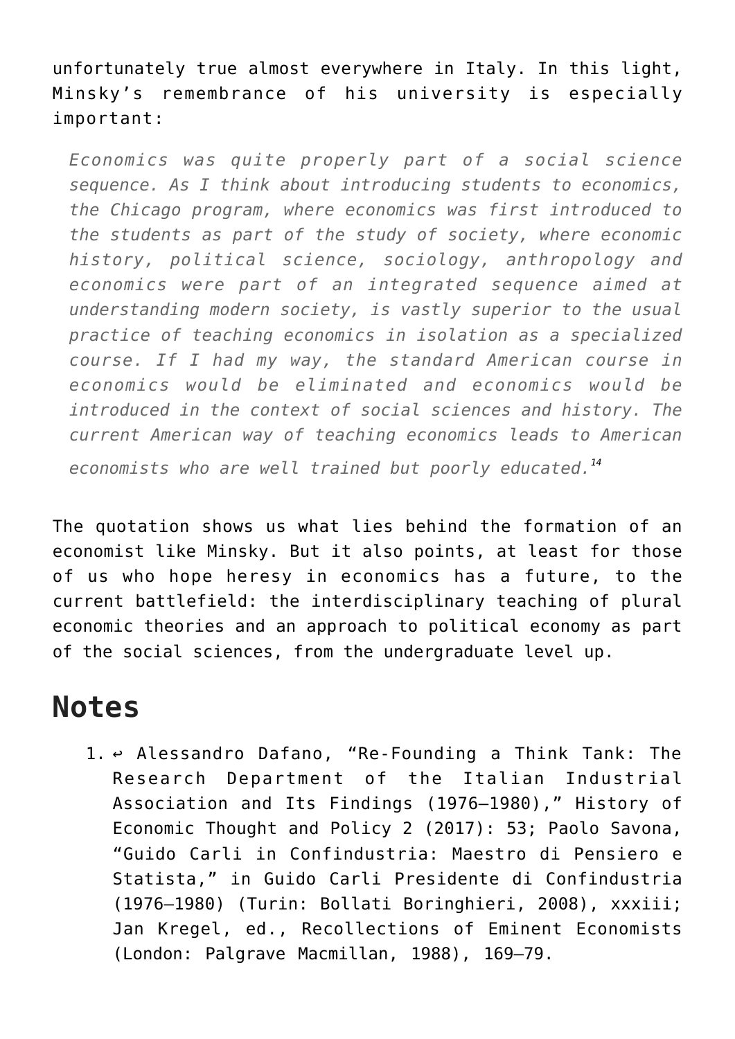unfortunately true almost everywhere in Italy. In this light, Minsky's remembrance of his university is especially important:

> *Economics was quite properly part of a social science sequence. As I think about introducing students to economics, the Chicago program, where economics was first introduced to the students as part of the study of society, where economic history, political science, sociology, anthropology and economics were part of an integrated sequence aimed at understanding modern society, is vastly superior to the usual practice of teaching economics in isolation as a specialized course. If I had my way, the standard American course in economics would be eliminated and economics would be introduced in the context of social sciences and history. The current American way of teaching economics leads to American economists who are well trained but poorly educated.*[14]

The quotation shows us what lies behind the formation of an economist like Minsky. But it also points, at least for those of us who hope heresy in economics has a future, to the current battlefield: the interdisciplinary teaching of plural economic theories and an approach to political economy as part of the social sciences, from the undergraduate level up.

## Notes

1. ↩ Alessandro Dafano, "Re-Founding a Think Tank: The Research Department of the Italian Industrial Association and Its Findings (1976–1980)," History of Economic Thought and Policy 2 (2017): 53; Paolo Savona, "Guido Carli in Confindustria: Maestro di Pensiero e Statista," in Guido Carli Presidente di Confindustria (1976–1980) (Turin: Bollati Boringhieri, 2008), xxxiii; Jan Kregel, ed., Recollections of Eminent Economists (London: Palgrave Macmillan, 1988), 169–79.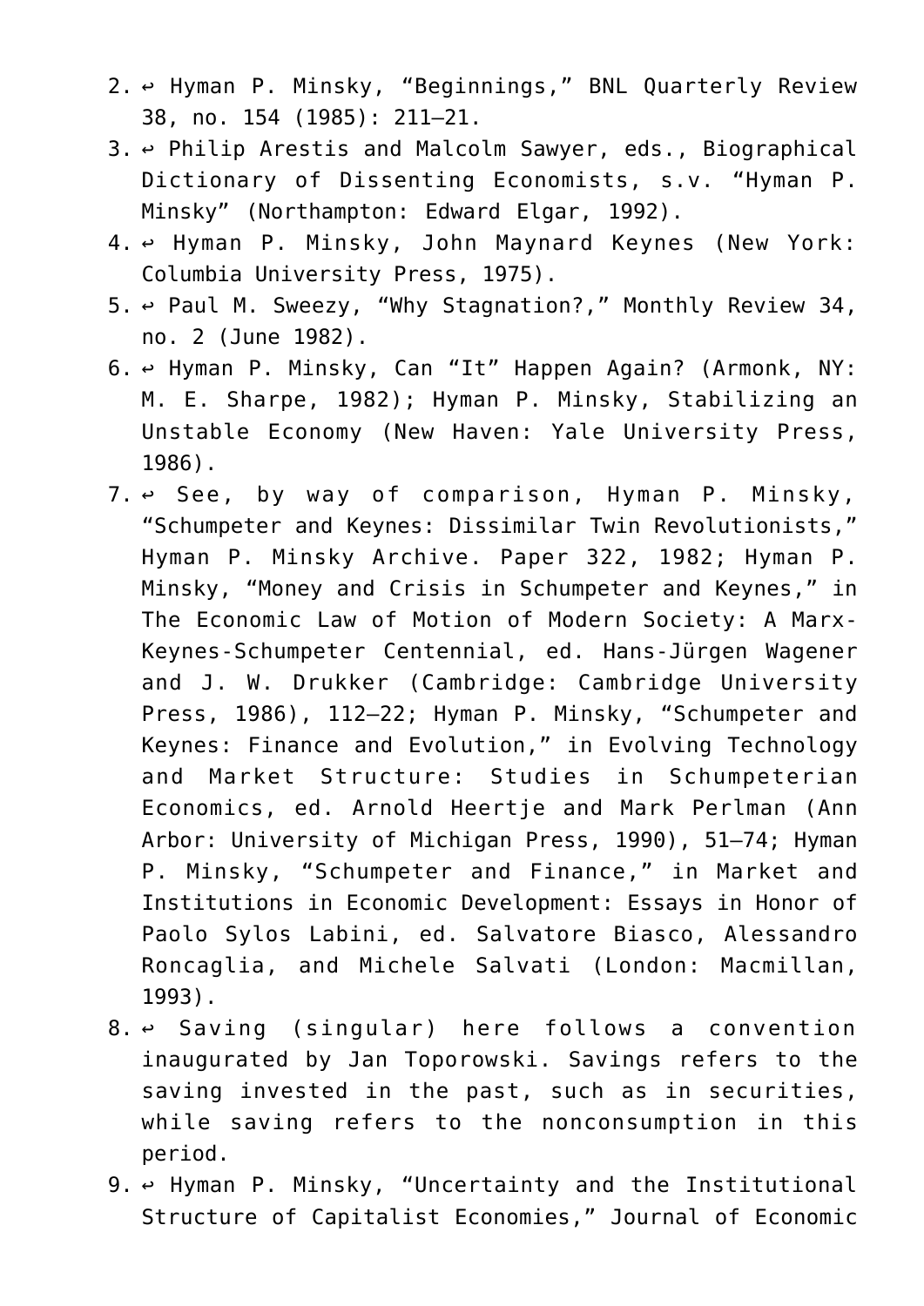2. ↩ Hyman P. Minsky, "Beginnings," BNL Quarterly Review 38, no. 154 (1985): 211–21.
3. ↩ Philip Arestis and Malcolm Sawyer, eds., Biographical Dictionary of Dissenting Economists, s.v. "Hyman P. Minsky" (Northampton: Edward Elgar, 1992).
4. ↩ Hyman P. Minsky, John Maynard Keynes (New York: Columbia University Press, 1975).
5. ↩ Paul M. Sweezy, "Why Stagnation?," Monthly Review 34, no. 2 (June 1982).
6. ↩ Hyman P. Minsky, Can "It" Happen Again? (Armonk, NY: M. E. Sharpe, 1982); Hyman P. Minsky, Stabilizing an Unstable Economy (New Haven: Yale University Press, 1986).
7. ↩ See, by way of comparison, Hyman P. Minsky, "Schumpeter and Keynes: Dissimilar Twin Revolutionists," Hyman P. Minsky Archive. Paper 322, 1982; Hyman P. Minsky, "Money and Crisis in Schumpeter and Keynes," in The Economic Law of Motion of Modern Society: A Marx-Keynes-Schumpeter Centennial, ed. Hans-Jürgen Wagener and J. W. Drukker (Cambridge: Cambridge University Press, 1986), 112–22; Hyman P. Minsky, "Schumpeter and Keynes: Finance and Evolution," in Evolving Technology and Market Structure: Studies in Schumpeterian Economics, ed. Arnold Heertje and Mark Perlman (Ann Arbor: University of Michigan Press, 1990), 51–74; Hyman P. Minsky, "Schumpeter and Finance," in Market and Institutions in Economic Development: Essays in Honor of Paolo Sylos Labini, ed. Salvatore Biasco, Alessandro Roncaglia, and Michele Salvati (London: Macmillan, 1993).
8. ↩ Saving (singular) here follows a convention inaugurated by Jan Toporowski. Savings refers to the saving invested in the past, such as in securities, while saving refers to the nonconsumption in this period.
9. ↩ Hyman P. Minsky, "Uncertainty and the Institutional Structure of Capitalist Economies," Journal of Economic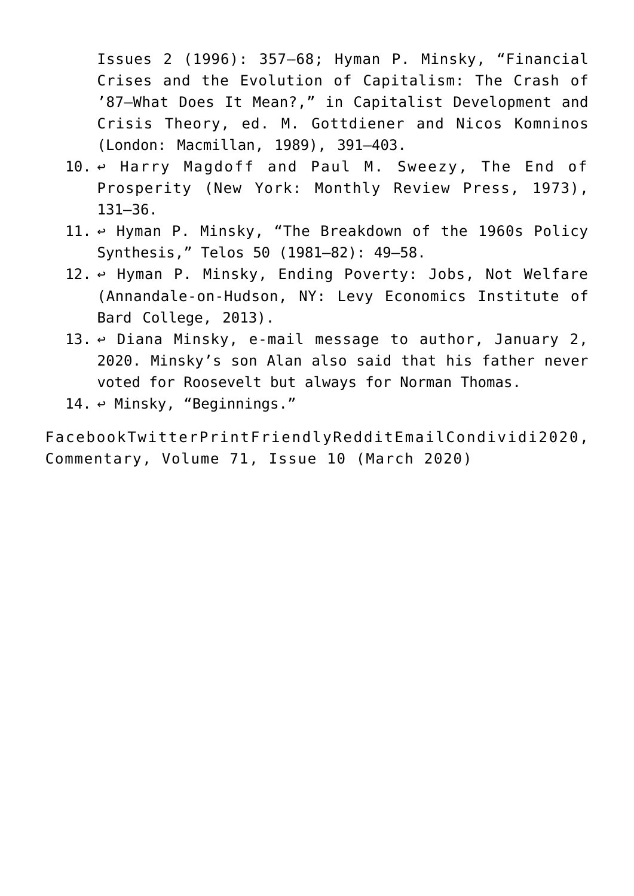Issues 2 (1996): 357–68; Hyman P. Minsky, “Financial Crises and the Evolution of Capitalism: The Crash of ’87—What Does It Mean?,” in Capitalist Development and Crisis Theory, ed. M. Gottdiener and Nicos Komninos (London: Macmillan, 1989), 391–403.

10. ↩ Harry Magdoff and Paul M. Sweezy, The End of Prosperity (New York: Monthly Review Press, 1973), 131–36.
11. ↩ Hyman P. Minsky, “The Breakdown of the 1960s Policy Synthesis,” Telos 50 (1981–82): 49–58.
12. ↩ Hyman P. Minsky, Ending Poverty: Jobs, Not Welfare (Annandale-on-Hudson, NY: Levy Economics Institute of Bard College, 2013).
13. ↩ Diana Minsky, e-mail message to author, January 2, 2020. Minsky’s son Alan also said that his father never voted for Roosevelt but always for Norman Thomas.
14. ↩ Minsky, “Beginnings.”

FacebookTwitterPrintFriendlyRedditEmailCondividi2020, Commentary, Volume 71, Issue 10 (March 2020)